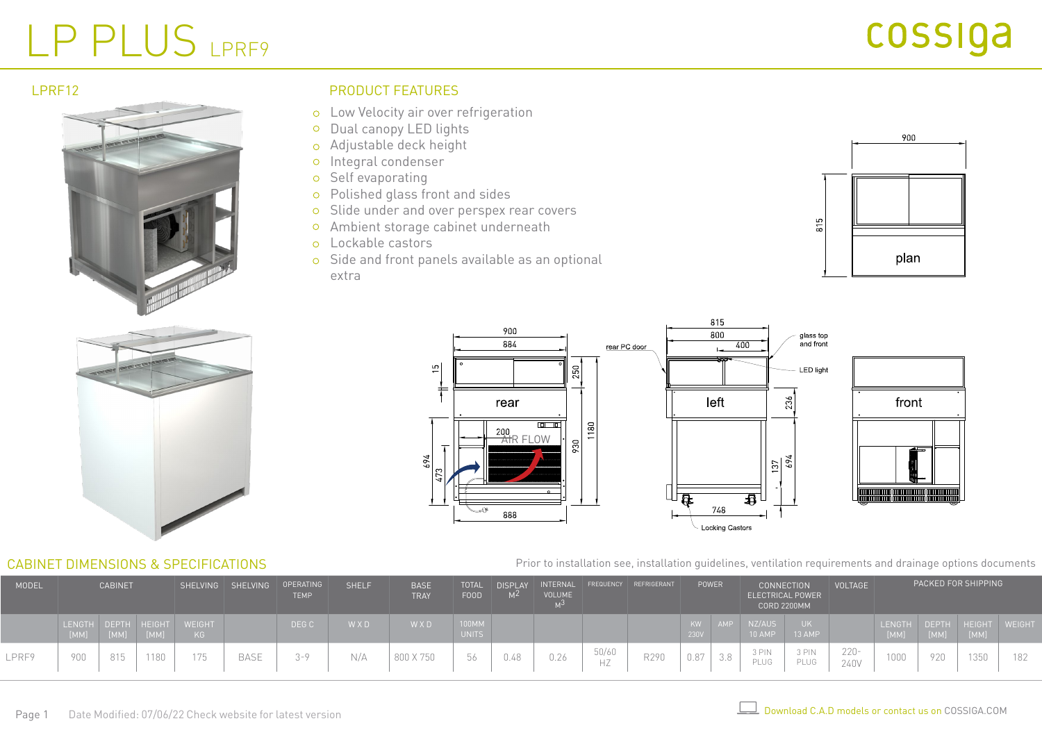# LP PLUS LPRF9

cossiga

LPRF12

## PRODUCT FEATURES

- Low Velocity air over refrigeration
- Dual canopy LED lights
- Adjustable deck height
- Integral condenser
- Self evaporating
- Polished glass front and sides
- Slide under and over perspex rear covers
- Ambient storage cabinet underneath
- Lockable castors
- Side and front panels available as an optional extra

## CABINET DIMENSIONS & SPECIFICATIONS

Prior to installation see, installation guidelines, ventilation requirements and drainage options documents

| MODEL | CABINET | | | SHELVING | SHELVING | OPERATING TEMP | SHELF | BASE TRAY | TOTAL FOOD | DISPLAY $M^2$ | INTERNAL VOLUME $M^3$ | FREQUENCY | REFRIGERANT | POWER | | CONNECTION ELECTRICAL POWER CORD 2200MM | | VOLTAGE | PACKED FOR SHIPPING | | | |
|---|---|---|---|---|---|---|---|---|---|---|---|---|---|---|---|---|---|---|---|---|---|---|
| | LENGTH [MM] | DEPTH [MM] | HEIGHT [MM] | WEIGHT KG | | DEG C | W X D | W X D | 100MM UNITS | | | | | KW 230V | AMP | NZ/AUS 10 AMP | UK 13 AMP | | LENGTH [MM] | DEPTH [MM] | HEIGHT [MM] | WEIGHT |
| LPRF9 | 900 | 815 | 1180 | 175 | BASE | 3-9 | N/A | 800 X 750 | 56 | 0.48 | 0.26 | 50/60 HZ | R290 | 0.87 | 3.8 | 3 PIN PLUG | 3 PIN PLUG | 220-240V | 1000 | 920 | 1350 | 182 |

Date Modified: 07/06/22 Check website for latest version

Download C.A.D models or contact us on COSSIGA.COM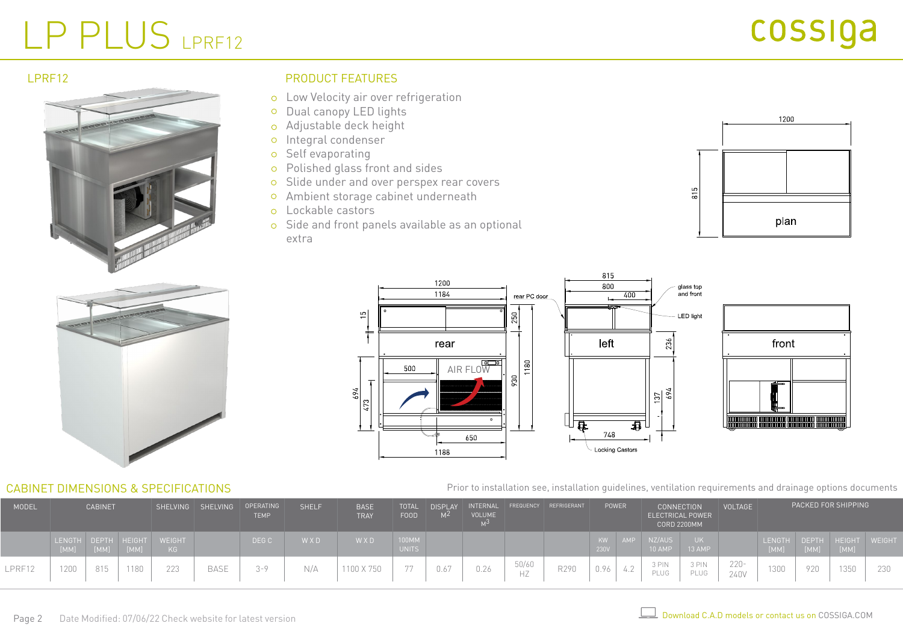# LP PLUS LPRF12

## LPRF12

## PRODUCT FEATURES

- Low Velocity air over refrigeration
- Dual canopy LED lights
- Adjustable deck height
- Integral condenser
- Self evaporating
- Polished glass front and sides
- Slide under and over perspex rear covers
- Ambient storage cabinet underneath
- Lockable castors
- Side and front panels available as an optional extra

## CABINET DIMENSIONS & SPECIFICATIONS

Prior to installation see, installation guidelines, ventilation requirements and drainage options documents

| MODEL | CABINET | | | | SHELVING | SHELVING | OPERATING TEMP | SHELF | BASE TRAY | TOTAL FOOD | DISPLAY $M^2$ | INTERNAL VOLUME $M^3$ | FREQUENCY | REFRIGERANT | POWER | | CONNECTION ELECTRICAL POWER CORD 2200MM | | VOLTAGE | PACKED FOR SHIPPING | | | |
|---|---|---|---|---|---|---|---|---|---|---|---|---|---|---|---|---|---|---|---|---|---|---|---|
| | LENGTH [MM] | DEPTH [MM] | HEIGHT [MM] | WEIGHT KG | | | DEG C | W X D | W X D | 100MM UNITS | | | | | KW 230V | AMP | NZ/AUS 10 AMP | UK 13 AMP | | LENGTH [MM] | DEPTH [MM] | HEIGHT [MM] | WEIGHT |
| LPRF12 | 1200 | 815 | 1180 | 223 | BASE | | 3-9 | N/A | 1100 X 750 | 77 | 0.67 | 0.26 | 50/60 HZ | R290 | 0.96 | 4.2 | 3 PIN PLUG | 3 PIN PLUG | 220-240V | 1300 | 920 | 1350 | 230 |

Date Modified: 07/06/22 Check website for latest version

Download C.A.D models or contact us on COSSIGA.COM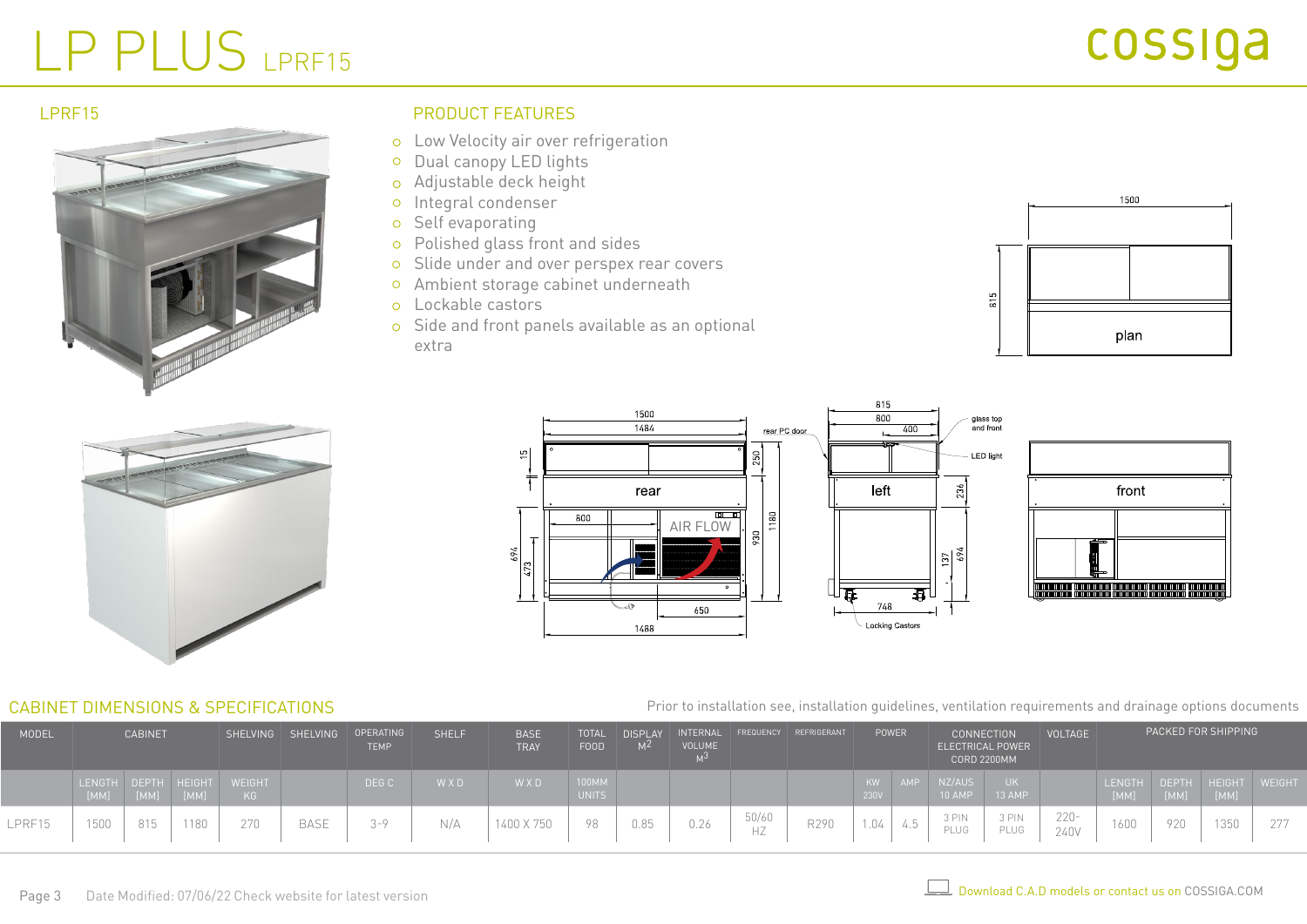# LP PLUS LPRF15

cossiga

## LPRF15

## PRODUCT FEATURES

- Low Velocity air over refrigeration
- Dual canopy LED lights
- Adjustable deck height
- Integral condenser
- Self evaporating
- Polished glass front and sides
- Slide under and over perspex rear covers
- Ambient storage cabinet underneath
- Lockable castors
- Side and front panels available as an optional extra

1500
815
plan

1500
1484
15
250
rear PC door
rear
800
AIR FLOW
930
1180
694
473
650
1488

815
800
400
glass top and front
LED light
left
236
137
694
748
Locking Castors

front

## CABINET DIMENSIONS & SPECIFICATIONS

Prior to installation see, installation guidelines, ventilation requirements and drainage options documents

| MODEL | CABINET | | | SHELVING | SHELVING | OPERATING TEMP | SHELF | BASE TRAY | TOTAL FOOD | DISPLAY $M^2$ | INTERNAL VOLUME $M^3$ | FREQUENCY | REFRIGERANT | POWER | | CONNECTION ELECTRICAL POWER CORD 2200MM | | VOLTAGE | PACKED FOR SHIPPING | | | |
|---|---|---|---|---|---|---|---|---|---|---|---|---|---|---|---|---|---|---|---|---|---|---|
| | LENGTH [MM] | DEPTH [MM] | HEIGHT [MM] | WEIGHT KG | | DEG C | W X D | W X D | 100MM UNITS | | | | | KW 230V | AMP | NZ/AUS 10 AMP | UK 13 AMP | | LENGTH [MM] | DEPTH [MM] | HEIGHT [MM] | WEIGHT |
| LPRF15 | 1500 | 815 | 1180 | 270 | BASE | 3-9 | N/A | 1400 X 750 | 98 | 0.85 | 0.26 | 50/60 HZ | R290 | 1.04 | 4.5 | 3 PIN PLUG | 3 PIN PLUG | 220-240V | 1600 | 920 | 1350 | 277 |

Date Modified: 07/06/22 Check website for latest version

Download C.A.D models or contact us on COSSIGA.COM